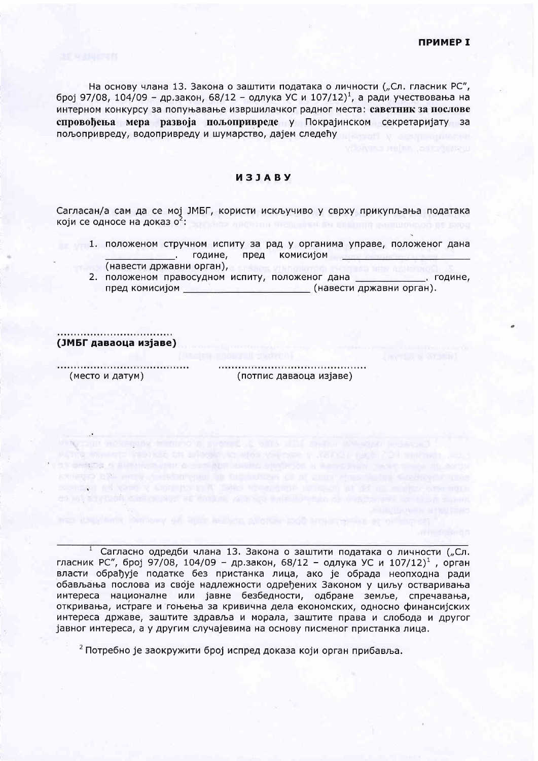**ПРИМЕР I**

На основу члана 13. Закона о заштити података о личности („Сл. гласник РС", број 97/08, 104/09 – др.закон, 68/12 – одлука УС и 107/12)[1], а ради учествовања на интерном конкурсу за попуњавање извршилачког радног места: **саветник за послове спровођења мера развоја пољопривреде** у Покрајинском секретаријату за пољопривреду, водопривреду и шумарство, дајем следећу

## ИЗЈАВУ

Сагласан/а сам да се мој ЈМБГ, користи искључиво у сврху прикупљања података који се односе на доказ о[2]:

1. положеном стручном испиту за рад у органима управе, положеног дана ____________. године, пред комисијом ____________ (навести државни орган),
2. положеном правосудном испиту, положеног дана ____________. године, пред комисијом ______________________ (навести државни орган).

..................................
**(ЈМБГ даваоца изјаве)**

....................................... ...........................................
(место и датум) (потпис даваоца изјаве)

---

[1] Сагласно одредби члана 13. Закона о заштити података о личности („Сл. гласник РС", број 97/08, 104/09 – др.закон, 68/12 – одлука УС и 107/12)[1], орган власти обрађује податке без пристанка лица, ако је обрада неопходна ради обављања послова из своје надлежности одређених Законом у циљу остваривања интереса националне или јавне безбедности, одбране земље, спречавања, откривања, истраге и гоњења за кривична дела економских, односно финансијских интереса државе, заштите здравља и морала, заштите права и слобода и другог јавног интереса, а у другим случајевима на основу писменог пристанка лица.

[2] Потребно је заокружити број испред доказа који орган прибавља.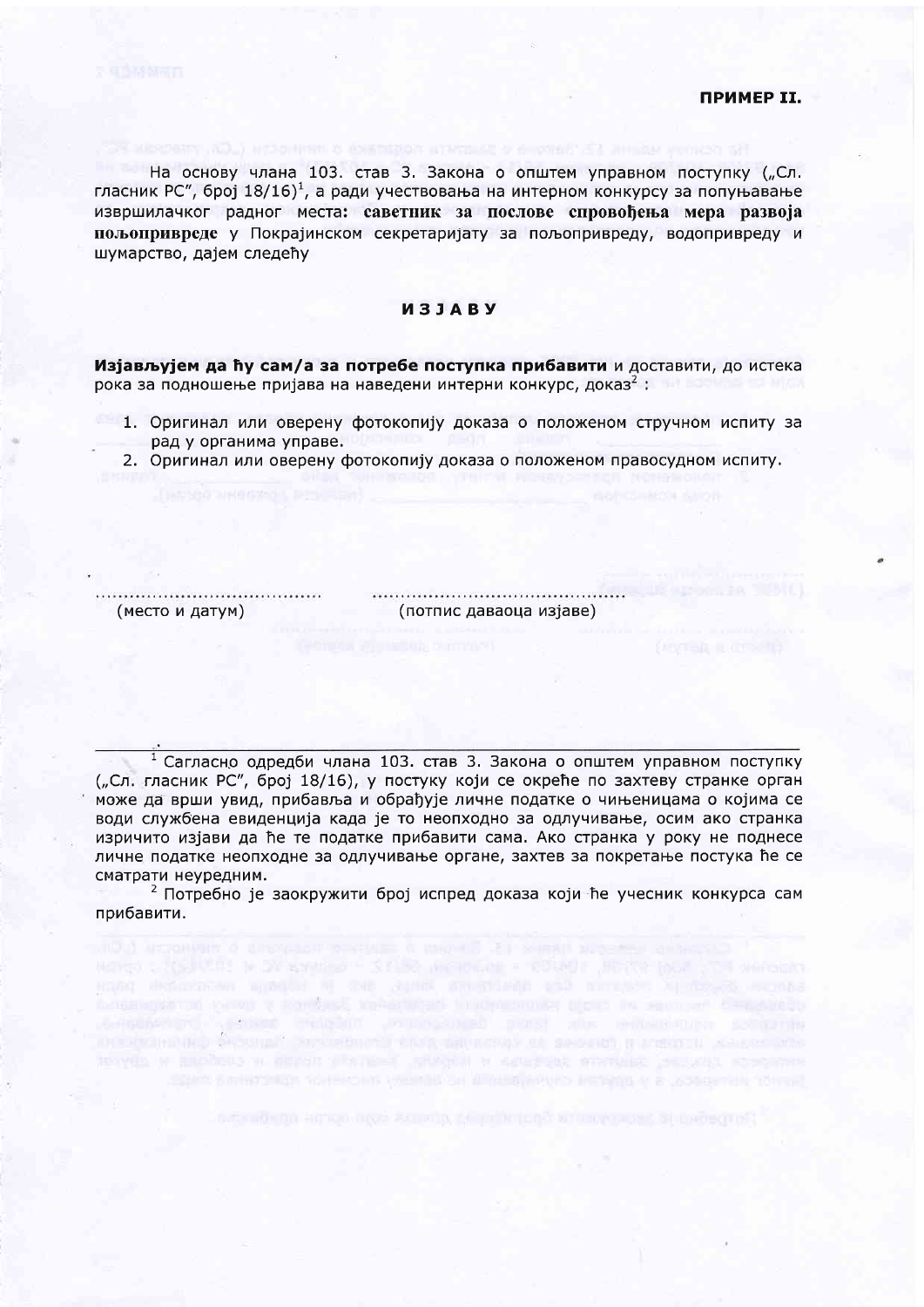**ПРИМЕР II.**

На основу члана 103. став 3. Закона о општем управном поступку („Сл. гласник РС", број 18/16)[1], а ради учествовања на интерном конкурсу за попуњавање извршилачког радног места: **саветник за послове спровођења мера развоја пољопривреде** у Покрајинском секретаријату за пољопривреду, водопривреду и шумарство, дајем следећу

## ИЗЈАВУ

**Изјављујем да ћу сам/а за потребе поступка прибавити** и доставити, до истека рока за подношење пријава на наведени интерни конкурс, доказ[2] :

1. Оригинал или оверену фотокопију доказа о положеном стручном испиту за рад у органима управе.
2. Оригинал или оверену фотокопију доказа о положеном правосудном испиту.

........................................ ..............................................

(место и датум) (потпис даваоца изјаве)

---

[1] Сагласно одредби члана 103. став 3. Закона о општем управном поступку („Сл. гласник РС", број 18/16), у постуку који се окреће по захтеву странке орган може да врши увид, прибавља и обрађује личне податке о чињеницама о којима се води службена евиденција када је то неопходно за одлучивање, осим ако странка изричито изјави да ће те податке прибавити сама. Ако странка у року не поднесе личне податке неопходне за одлучивање органе, захтев за покретање постука ће се сматрати неуредним.

[2] Потребно је заокружити број испред доказа који ће учесник конкурса сам прибавити.